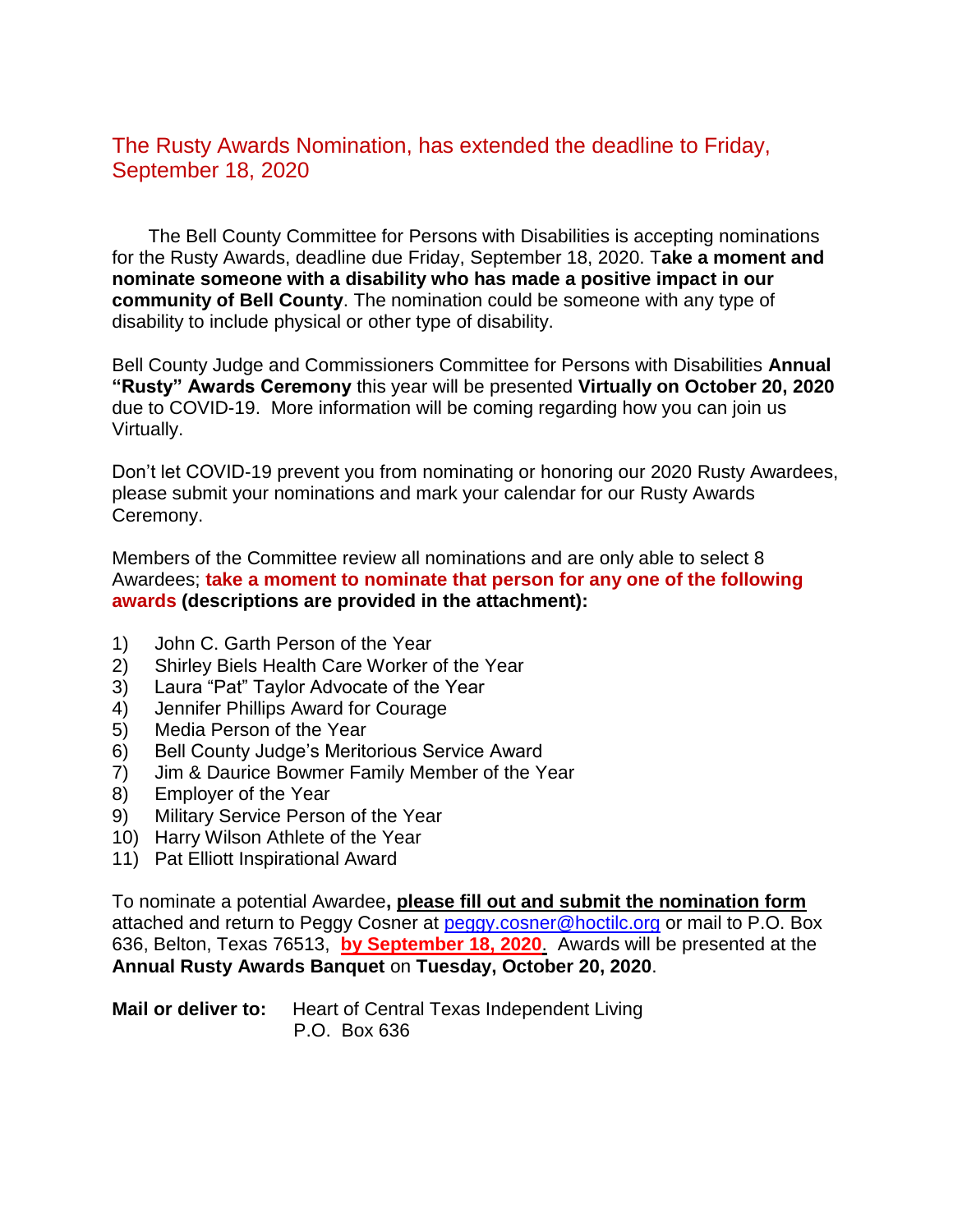# The Rusty Awards Nomination, has extended the deadline to Friday, September 18, 2020

The Bell County Committee for Persons with Disabilities is accepting nominations for the Rusty Awards, deadline due Friday, September 18, 2020. T**ake a moment and nominate someone with a disability who has made a positive impact in our community of Bell County**. The nomination could be someone with any type of disability to include physical or other type of disability.

Bell County Judge and Commissioners Committee for Persons with Disabilities **Annual "Rusty" Awards Ceremony** this year will be presented **Virtually on October 20, 2020** due to COVID-19. More information will be coming regarding how you can join us Virtually.

Don't let COVID-19 prevent you from nominating or honoring our 2020 Rusty Awardees, please submit your nominations and mark your calendar for our Rusty Awards Ceremony.

Members of the Committee review all nominations and are only able to select 8 Awardees; **take a moment to nominate that person for any one of the following awards (descriptions are provided in the attachment):**

1) John C. Garth Person of the Year
2) Shirley Biels Health Care Worker of the Year
3) Laura "Pat" Taylor Advocate of the Year
4) Jennifer Phillips Award for Courage
5) Media Person of the Year
6) Bell County Judge's Meritorious Service Award
7) Jim & Daurice Bowmer Family Member of the Year
8) Employer of the Year
9) Military Service Person of the Year
10) Harry Wilson Athlete of the Year
11) Pat Elliott Inspirational Award

To nominate a potential Awardee**, please fill out and submit the nomination form** attached and return to Peggy Cosner at peggy.cosner@hoctilc.org or mail to P.O. Box 636, Belton, Texas 76513, **by September 18, 2020**. Awards will be presented at the **Annual Rusty Awards Banquet** on **Tuesday, October 20, 2020**.

**Mail or deliver to:** Heart of Central Texas Independent Living
P.O. Box 636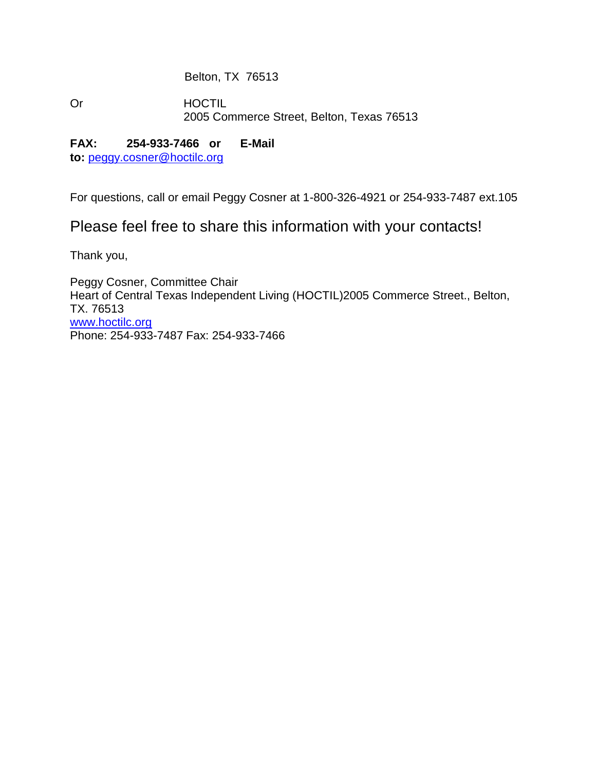Belton, TX 76513

Or HOCTIL
2005 Commerce Street, Belton, Texas 76513

**FAX: 254-933-7466 or E-Mail to:** peggy.cosner@hoctilc.org

For questions, call or email Peggy Cosner at 1-800-326-4921 or 254-933-7487 ext.105

Please feel free to share this information with your contacts!

Thank you,

Peggy Cosner, Committee Chair
Heart of Central Texas Independent Living (HOCTIL)2005 Commerce Street., Belton, TX. 76513
www.hoctilc.org
Phone: 254-933-7487 Fax: 254-933-7466